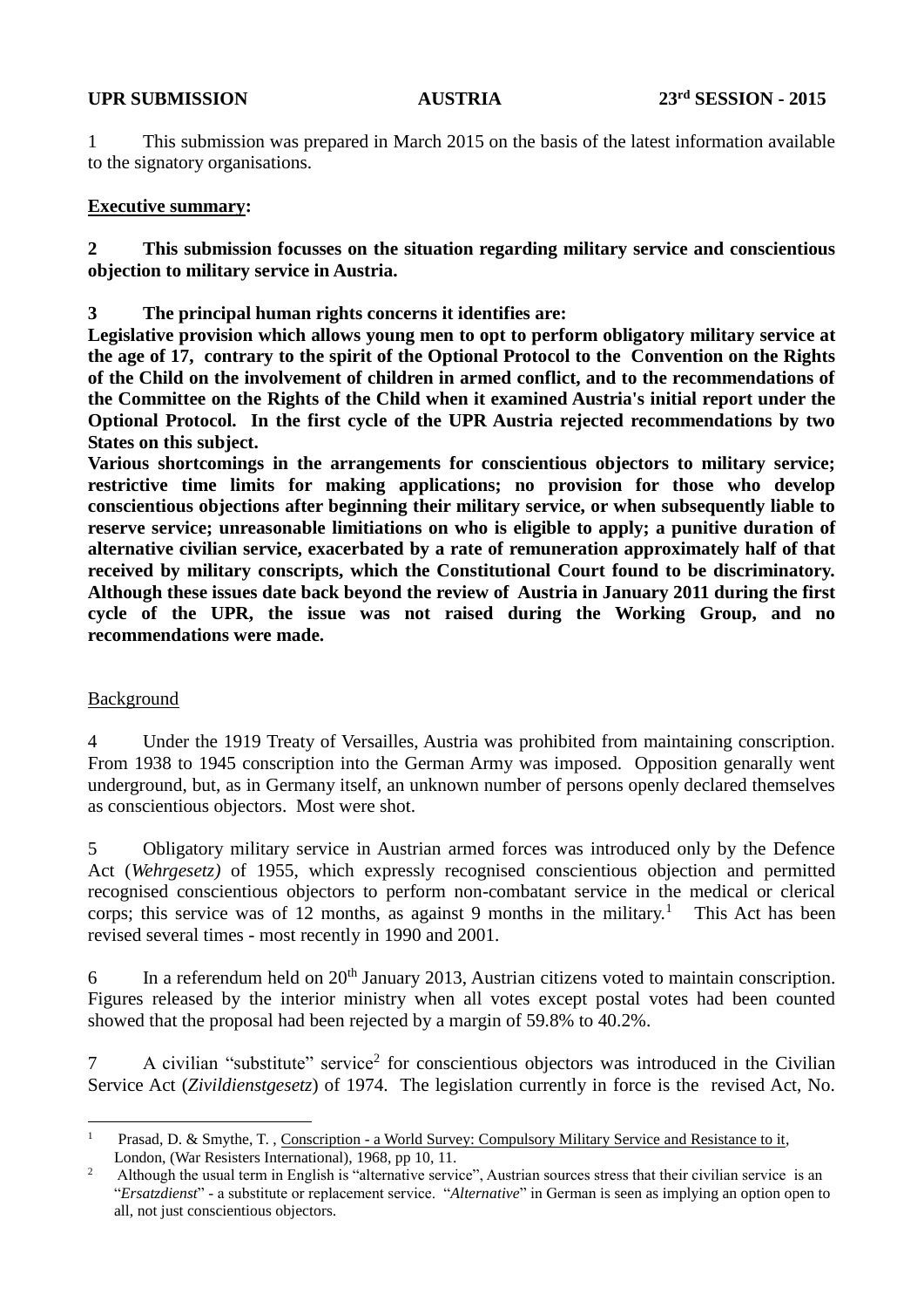**UPR SUBMISSION AUSTRIA 23rd SESSION - 2015**

1 This submission was prepared in March 2015 on the basis of the latest information available to the signatory organisations.

**Executive summary:**

**2 This submission focusses on the situation regarding military service and conscientious objection to military service in Austria.**

**3 The principal human rights concerns it identifies are:**

**Legislative provision which allows young men to opt to perform obligatory military service at the age of 17, contrary to the spirit of the Optional Protocol to the Convention on the Rights of the Child on the involvement of children in armed conflict, and to the recommendations of the Committee on the Rights of the Child when it examined Austria's initial report under the Optional Protocol. In the first cycle of the UPR Austria rejected recommendations by two States on this subject.**

**Various shortcomings in the arrangements for conscientious objectors to military service; restrictive time limits for making applications; no provision for those who develop conscientious objections after beginning their military service, or when subsequently liable to reserve service; unreasonable limitiations on who is eligible to apply; a punitive duration of alternative civilian service, exacerbated by a rate of remuneration approximately half of that received by military conscripts, which the Constitutional Court found to be discriminatory. Although these issues date back beyond the review of Austria in January 2011 during the first cycle of the UPR, the issue was not raised during the Working Group, and no recommendations were made.**

Background

4 Under the 1919 Treaty of Versailles, Austria was prohibited from maintaining conscription. From 1938 to 1945 conscription into the German Army was imposed. Opposition genarally went underground, but, as in Germany itself, an unknown number of persons openly declared themselves as conscientious objectors. Most were shot.

5 Obligatory military service in Austrian armed forces was introduced only by the Defence Act (*Wehrgesetz)* of 1955, which expressly recognised conscientious objection and permitted recognised conscientious objectors to perform non-combatant service in the medical or clerical corps; this service was of 12 months, as against 9 months in the military.[1] This Act has been revised several times - most recently in 1990 and 2001.

6 In a referendum held on 20th January 2013, Austrian citizens voted to maintain conscription. Figures released by the interior ministry when all votes except postal votes had been counted showed that the proposal had been rejected by a margin of 59.8% to 40.2%.

7 A civilian "substitute" service[2] for conscientious objectors was introduced in the Civilian Service Act (*Zivildienstgesetz*) of 1974. The legislation currently in force is the revised Act, No.

---

1 Prasad, D. & Smythe, T. , Conscription - a World Survey: Compulsory Military Service and Resistance to it, London, (War Resisters International), 1968, pp 10, 11.

2 Although the usual term in English is "alternative service", Austrian sources stress that their civilian service is an "*Ersatzdienst*" - a substitute or replacement service. "*Alternative*" in German is seen as implying an option open to all, not just conscientious objectors.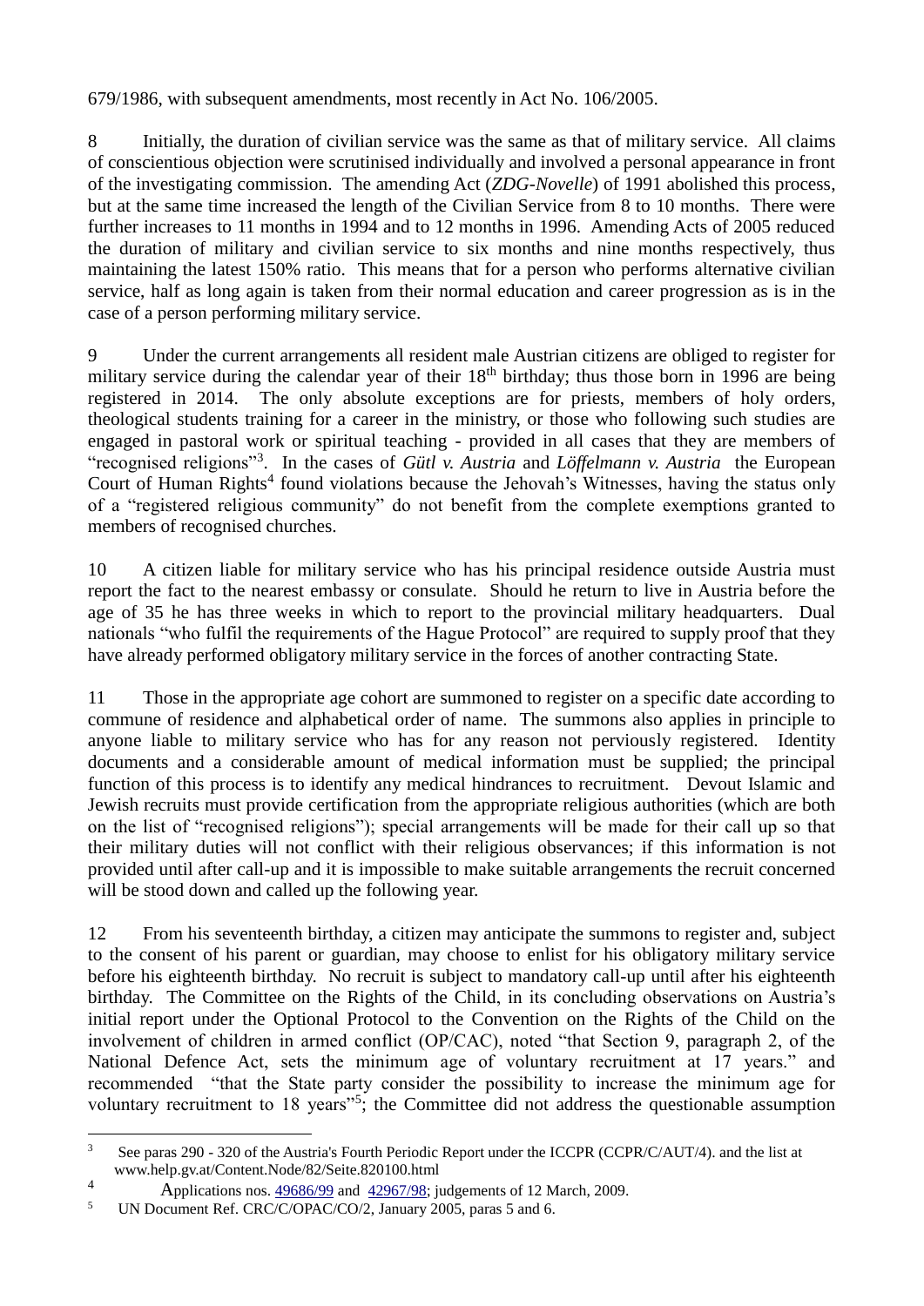679/1986, with subsequent amendments, most recently in Act No. 106/2005.

8 Initially, the duration of civilian service was the same as that of military service. All claims of conscientious objection were scrutinised individually and involved a personal appearance in front of the investigating commission. The amending Act (*ZDG-Novelle*) of 1991 abolished this process, but at the same time increased the length of the Civilian Service from 8 to 10 months. There were further increases to 11 months in 1994 and to 12 months in 1996. Amending Acts of 2005 reduced the duration of military and civilian service to six months and nine months respectively, thus maintaining the latest 150% ratio. This means that for a person who performs alternative civilian service, half as long again is taken from their normal education and career progression as is in the case of a person performing military service.

9 Under the current arrangements all resident male Austrian citizens are obliged to register for military service during the calendar year of their 18th birthday; thus those born in 1996 are being registered in 2014. The only absolute exceptions are for priests, members of holy orders, theological students training for a career in the ministry, or those who following such studies are engaged in pastoral work or spiritual teaching - provided in all cases that they are members of "recognised religions"[3]. In the cases of *Gütl v. Austria* and *Löffelmann v. Austria* the European Court of Human Rights[4] found violations because the Jehovah's Witnesses, having the status only of a "registered religious community" do not benefit from the complete exemptions granted to members of recognised churches.

10 A citizen liable for military service who has his principal residence outside Austria must report the fact to the nearest embassy or consulate. Should he return to live in Austria before the age of 35 he has three weeks in which to report to the provincial military headquarters. Dual nationals "who fulfil the requirements of the Hague Protocol" are required to supply proof that they have already performed obligatory military service in the forces of another contracting State.

11 Those in the appropriate age cohort are summoned to register on a specific date according to commune of residence and alphabetical order of name. The summons also applies in principle to anyone liable to military service who has for any reason not perviously registered. Identity documents and a considerable amount of medical information must be supplied; the principal function of this process is to identify any medical hindrances to recruitment. Devout Islamic and Jewish recruits must provide certification from the appropriate religious authorities (which are both on the list of "recognised religions"); special arrangements will be made for their call up so that their military duties will not conflict with their religious observances; if this information is not provided until after call-up and it is impossible to make suitable arrangements the recruit concerned will be stood down and called up the following year.

12 From his seventeenth birthday, a citizen may anticipate the summons to register and, subject to the consent of his parent or guardian, may choose to enlist for his obligatory military service before his eighteenth birthday. No recruit is subject to mandatory call-up until after his eighteenth birthday. The Committee on the Rights of the Child, in its concluding observations on Austria's initial report under the Optional Protocol to the Convention on the Rights of the Child on the involvement of children in armed conflict (OP/CAC), noted "that Section 9, paragraph 2, of the National Defence Act, sets the minimum age of voluntary recruitment at 17 years." and recommended "that the State party consider the possibility to increase the minimum age for voluntary recruitment to 18 years"[5]; the Committee did not address the questionable assumption

---

[3] See paras 290 - 320 of the Austria's Fourth Periodic Report under the ICCPR (CCPR/C/AUT/4). and the list at www.help.gv.at/Content.Node/82/Seite.820100.html

[4] Applications nos. 49686/99 and 42967/98; judgements of 12 March, 2009.

[5] UN Document Ref. CRC/C/OPAC/CO/2, January 2005, paras 5 and 6.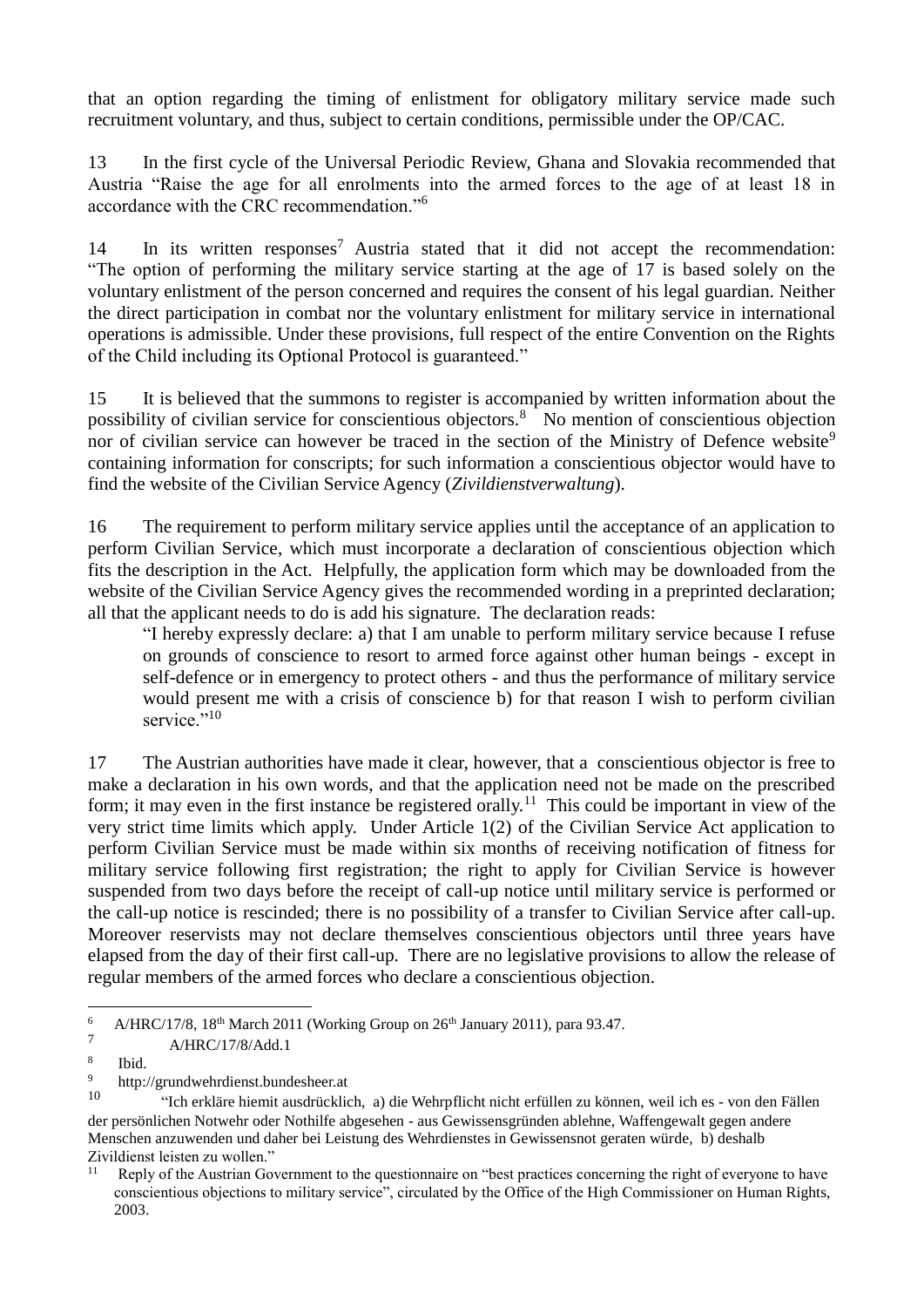that an option regarding the timing of enlistment for obligatory military service made such recruitment voluntary, and thus, subject to certain conditions, permissible under the OP/CAC.

13 In the first cycle of the Universal Periodic Review, Ghana and Slovakia recommended that Austria "Raise the age for all enrolments into the armed forces to the age of at least 18 in accordance with the CRC recommendation."[6]

14 In its written responses[7] Austria stated that it did not accept the recommendation: "The option of performing the military service starting at the age of 17 is based solely on the voluntary enlistment of the person concerned and requires the consent of his legal guardian. Neither the direct participation in combat nor the voluntary enlistment for military service in international operations is admissible. Under these provisions, full respect of the entire Convention on the Rights of the Child including its Optional Protocol is guaranteed."

15 It is believed that the summons to register is accompanied by written information about the possibility of civilian service for conscientious objectors.[8] No mention of conscientious objection nor of civilian service can however be traced in the section of the Ministry of Defence website[9] containing information for conscripts; for such information a conscientious objector would have to find the website of the Civilian Service Agency (*Zivildienstverwaltung*).

16 The requirement to perform military service applies until the acceptance of an application to perform Civilian Service, which must incorporate a declaration of conscientious objection which fits the description in the Act. Helpfully, the application form which may be downloaded from the website of the Civilian Service Agency gives the recommended wording in a preprinted declaration; all that the applicant needs to do is add his signature. The declaration reads:

> "I hereby expressly declare: a) that I am unable to perform military service because I refuse on grounds of conscience to resort to armed force against other human beings - except in self-defence or in emergency to protect others - and thus the performance of military service would present me with a crisis of conscience b) for that reason I wish to perform civilian service."[10]

17 The Austrian authorities have made it clear, however, that a conscientious objector is free to make a declaration in his own words, and that the application need not be made on the prescribed form; it may even in the first instance be registered orally.[11] This could be important in view of the very strict time limits which apply. Under Article 1(2) of the Civilian Service Act application to perform Civilian Service must be made within six months of receiving notification of fitness for military service following first registration; the right to apply for Civilian Service is however suspended from two days before the receipt of call-up notice until military service is performed or the call-up notice is rescinded; there is no possibility of a transfer to Civilian Service after call-up. Moreover reservists may not declare themselves conscientious objectors until three years have elapsed from the day of their first call-up. There are no legislative provisions to allow the release of regular members of the armed forces who declare a conscientious objection.

---

[6] A/HRC/17/8, 18th March 2011 (Working Group on 26th January 2011), para 93.47.

[7] A/HRC/17/8/Add.1

[8] Ibid.

[9] http://grundwehrdienst.bundesheer.at

[10] "Ich erkläre hiemit ausdrücklich, a) die Wehrpflicht nicht erfüllen zu können, weil ich es - von den Fällen der persönlichen Notwehr oder Nothilfe abgesehen - aus Gewissensgründen ablehne, Waffengewalt gegen andere Menschen anzuwenden und daher bei Leistung des Wehrdienstes in Gewissensnot geraten würde, b) deshalb Zivildienst leisten zu wollen."

[11] Reply of the Austrian Government to the questionnaire on "best practices concerning the right of everyone to have conscientious objections to military service", circulated by the Office of the High Commissioner on Human Rights, 2003.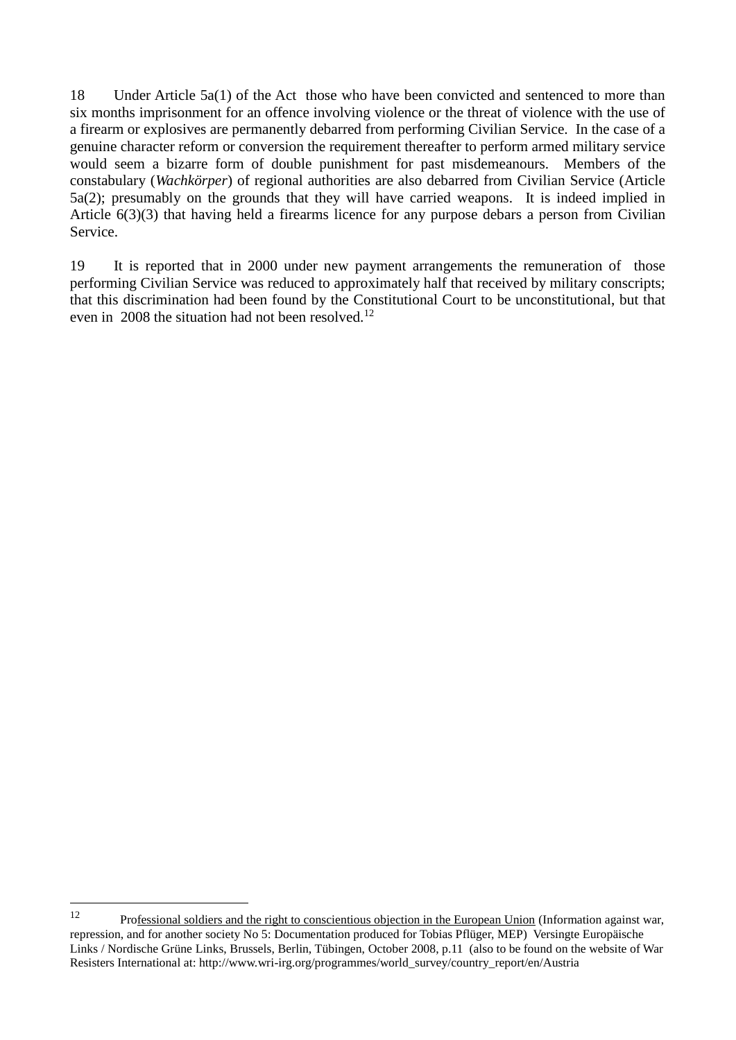18 Under Article 5a(1) of the Act those who have been convicted and sentenced to more than six months imprisonment for an offence involving violence or the threat of violence with the use of a firearm or explosives are permanently debarred from performing Civilian Service. In the case of a genuine character reform or conversion the requirement thereafter to perform armed military service would seem a bizarre form of double punishment for past misdemeanours. Members of the constabulary (*Wachkörper*) of regional authorities are also debarred from Civilian Service (Article 5a(2); presumably on the grounds that they will have carried weapons. It is indeed implied in Article 6(3)(3) that having held a firearms licence for any purpose debars a person from Civilian Service.

19 It is reported that in 2000 under new payment arrangements the remuneration of those performing Civilian Service was reduced to approximately half that received by military conscripts; that this discrimination had been found by the Constitutional Court to be unconstitutional, but that even in 2008 the situation had not been resolved.[12]

---

[12] Professional soldiers and the right to conscientious objection in the European Union (Information against war, repression, and for another society No 5: Documentation produced for Tobias Pflüger, MEP) Versingte Europäische Links / Nordische Grüne Links, Brussels, Berlin, Tübingen, October 2008, p.11 (also to be found on the website of War Resisters International at: http://www.wri-irg.org/programmes/world_survey/country_report/en/Austria